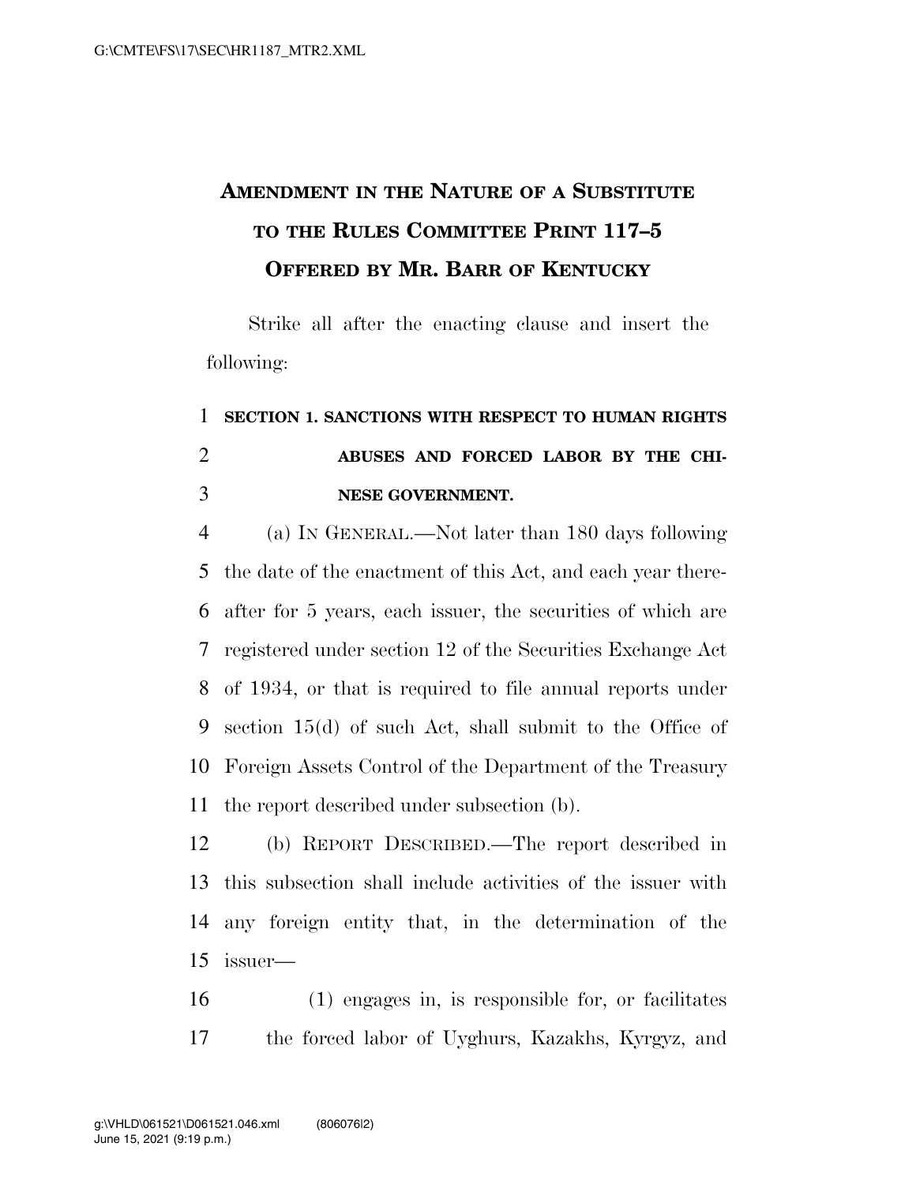# Amendment in the Nature of a Substitute to the Rules Committee Print 117–5 Offered by Mr. Barr of Kentucky

Strike all after the enacting clause and insert the following:

**SECTION 1. SANCTIONS WITH RESPECT TO HUMAN RIGHTS ABUSES AND FORCED LABOR BY THE CHINESE GOVERNMENT.**

(a) IN GENERAL.—Not later than 180 days following the date of the enactment of this Act, and each year thereafter for 5 years, each issuer, the securities of which are registered under section 12 of the Securities Exchange Act of 1934, or that is required to file annual reports under section 15(d) of such Act, shall submit to the Office of Foreign Assets Control of the Department of the Treasury the report described under subsection (b).

(b) REPORT DESCRIBED.—The report described in this subsection shall include activities of the issuer with any foreign entity that, in the determination of the issuer—

(1) engages in, is responsible for, or facilitates the forced labor of Uyghurs, Kazakhs, Kyrgyz, and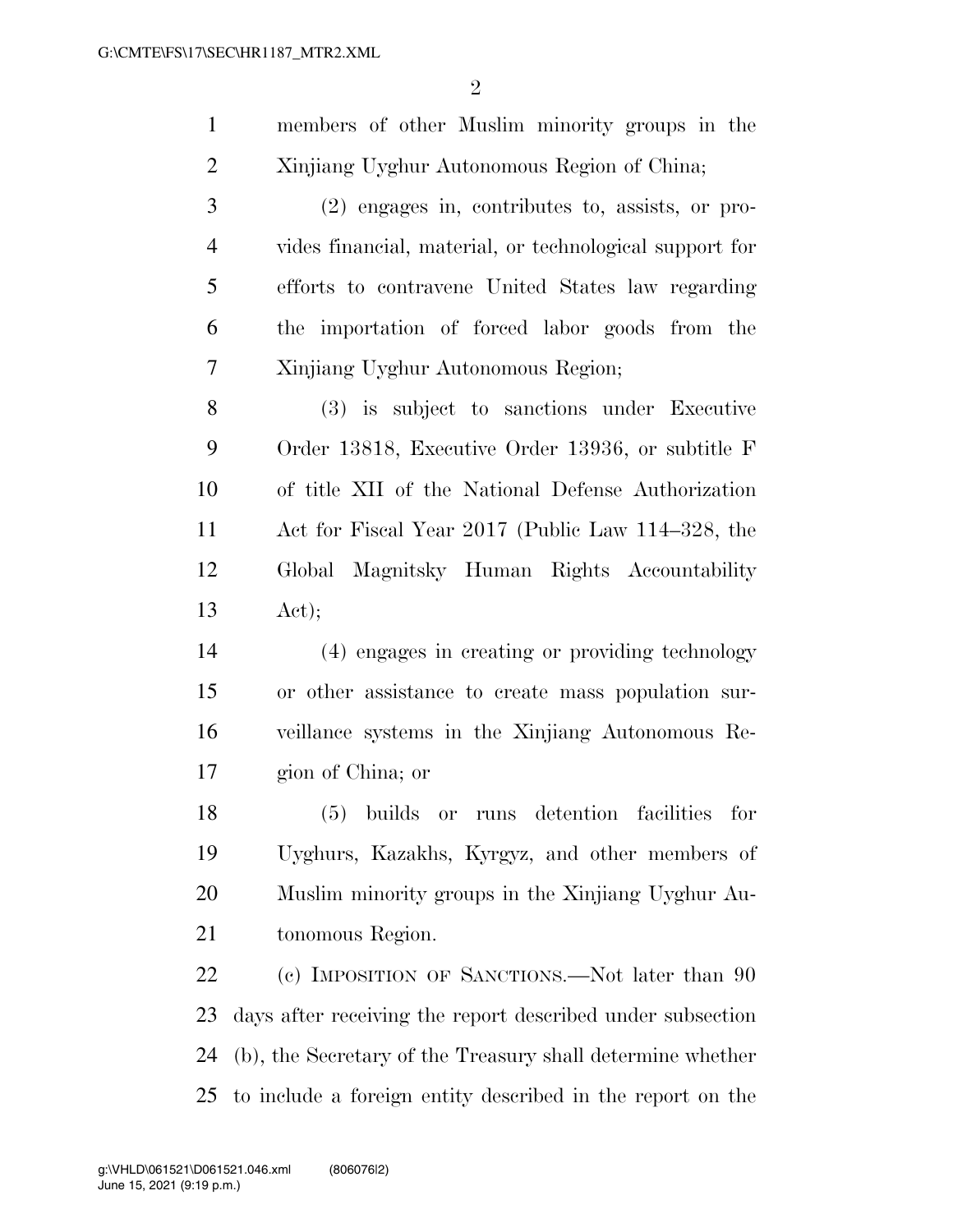members of other Muslim minority groups in the Xinjiang Uyghur Autonomous Region of China;

(2) engages in, contributes to, assists, or provides financial, material, or technological support for efforts to contravene United States law regarding the importation of forced labor goods from the Xinjiang Uyghur Autonomous Region;

(3) is subject to sanctions under Executive Order 13818, Executive Order 13936, or subtitle F of title XII of the National Defense Authorization Act for Fiscal Year 2017 (Public Law 114–328, the Global Magnitsky Human Rights Accountability Act);

(4) engages in creating or providing technology or other assistance to create mass population surveillance systems in the Xinjiang Autonomous Region of China; or

(5) builds or runs detention facilities for Uyghurs, Kazakhs, Kyrgyz, and other members of Muslim minority groups in the Xinjiang Uyghur Autonomous Region.

(c) IMPOSITION OF SANCTIONS.—Not later than 90 days after receiving the report described under subsection (b), the Secretary of the Treasury shall determine whether to include a foreign entity described in the report on the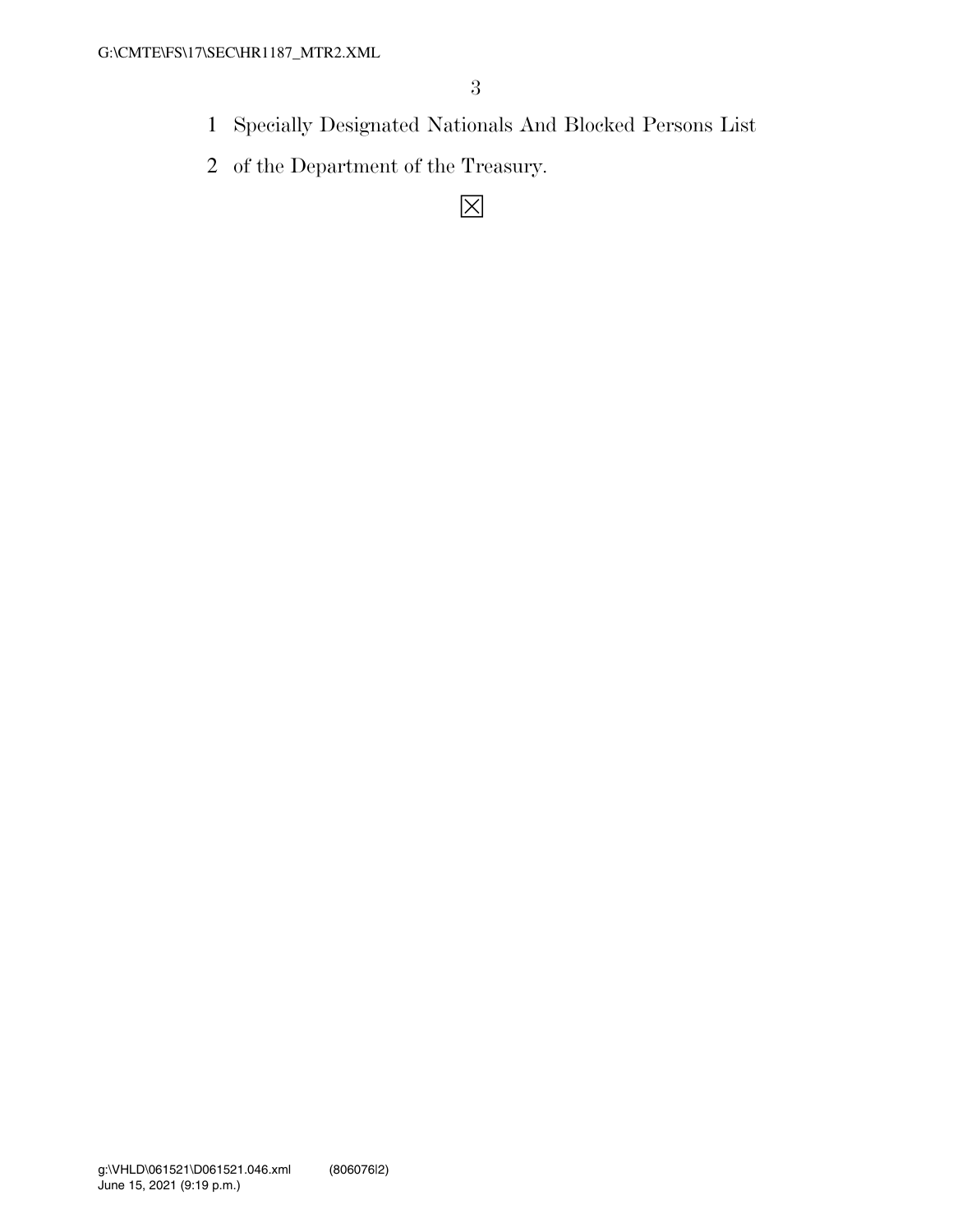Specially Designated Nationals And Blocked Persons List of the Department of the Treasury.

☒